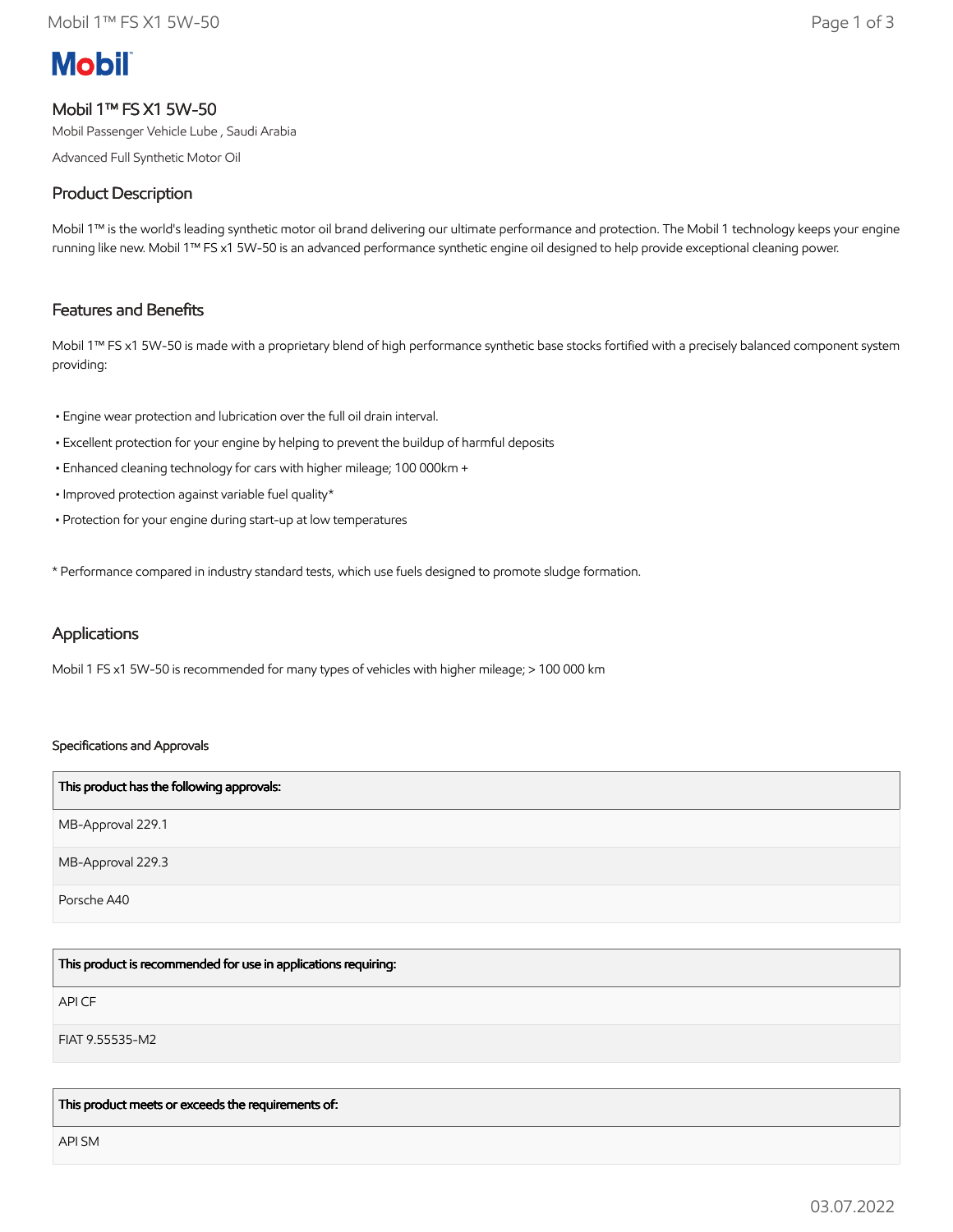# Mobil 1™ FS X1 5W-50

Mobil Passenger Vehicle Lube , Saudi Arabia

Advanced Full Synthetic Motor Oil

## Product Description

Mobil 1™ is the world's leading synthetic motor oil brand delivering our ultimate performance and protection. The Mobil 1 technology keeps your engine running like new. Mobil 1™ FS x1 5W-50 is an advanced performance synthetic engine oil designed to help provide exceptional cleaning power.

## Features and Benefits

Mobil 1™ FS x1 5W-50 is made with a proprietary blend of high performance synthetic base stocks fortified with a precisely balanced component system providing:

- Engine wear protection and lubrication over the full oil drain interval.
- Excellent protection for your engine by helping to prevent the buildup of harmful deposits
- Enhanced cleaning technology for cars with higher mileage; 100 000km +
- Improved protection against variable fuel quality*
- Protection for your engine during start-up at low temperatures

* Performance compared in industry standard tests, which use fuels designed to promote sludge formation.

## Applications

Mobil 1 FS x1 5W-50 is recommended for many types of vehicles with higher mileage; > 100 000 km

### Specifications and Approvals

| This product has the following approvals: |
|---|
| MB-Approval 229.1 |
| MB-Approval 229.3 |
| Porsche A40 |

| This product is recommended for use in applications requiring: |
|---|
| API CF |
| FIAT 9.55535-M2 |

| This product meets or exceeds the requirements of: |
|---|
| API SM |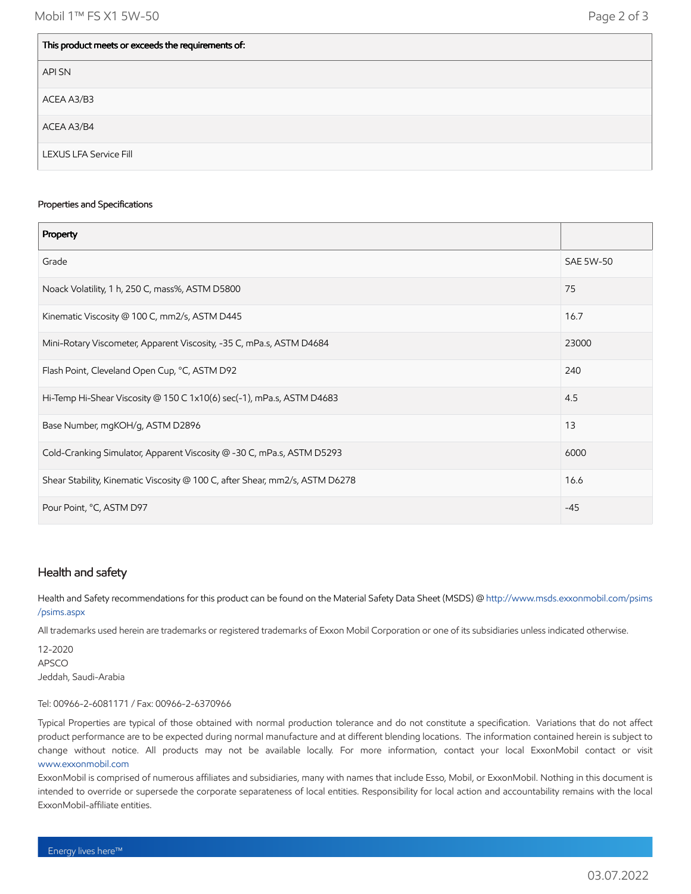| This product meets or exceeds the requirements of: |
|---|
| API SN |
| ACEA A3/B3 |
| ACEA A3/B4 |
| LEXUS LFA Service Fill |

Properties and Specifications

| Property | |
|---|---|
| Grade | SAE 5W-50 |
| Noack Volatility, 1 h, 250 C, mass%, ASTM D5800 | 75 |
| Kinematic Viscosity @ 100 C, mm2/s, ASTM D445 | 16.7 |
| Mini-Rotary Viscometer, Apparent Viscosity, -35 C, mPa.s, ASTM D4684 | 23000 |
| Flash Point, Cleveland Open Cup, °C, ASTM D92 | 240 |
| Hi-Temp Hi-Shear Viscosity @ 150 C 1x10(6) sec(-1), mPa.s, ASTM D4683 | 4.5 |
| Base Number, mgKOH/g, ASTM D2896 | 13 |
| Cold-Cranking Simulator, Apparent Viscosity @ -30 C, mPa.s, ASTM D5293 | 6000 |
| Shear Stability, Kinematic Viscosity @ 100 C, after Shear, mm2/s, ASTM D6278 | 16.6 |
| Pour Point, °C, ASTM D97 | -45 |

## Health and safety

Health and Safety recommendations for this product can be found on the Material Safety Data Sheet (MSDS) @ http://www.msds.exxonmobil.com/psims/psims.aspx

All trademarks used herein are trademarks or registered trademarks of Exxon Mobil Corporation or one of its subsidiaries unless indicated otherwise.

12-2020
APSCO
Jeddah, Saudi-Arabia

Tel: 00966-2-6081171 / Fax: 00966-2-6370966

Typical Properties are typical of those obtained with normal production tolerance and do not constitute a specification. Variations that do not affect product performance are to be expected during normal manufacture and at different blending locations. The information contained herein is subject to change without notice. All products may not be available locally. For more information, contact your local ExxonMobil contact or visit www.exxonmobil.com
ExxonMobil is comprised of numerous affiliates and subsidiaries, many with names that include Esso, Mobil, or ExxonMobil. Nothing in this document is intended to override or supersede the corporate separateness of local entities. Responsibility for local action and accountability remains with the local ExxonMobil-affiliate entities.

Energy lives here™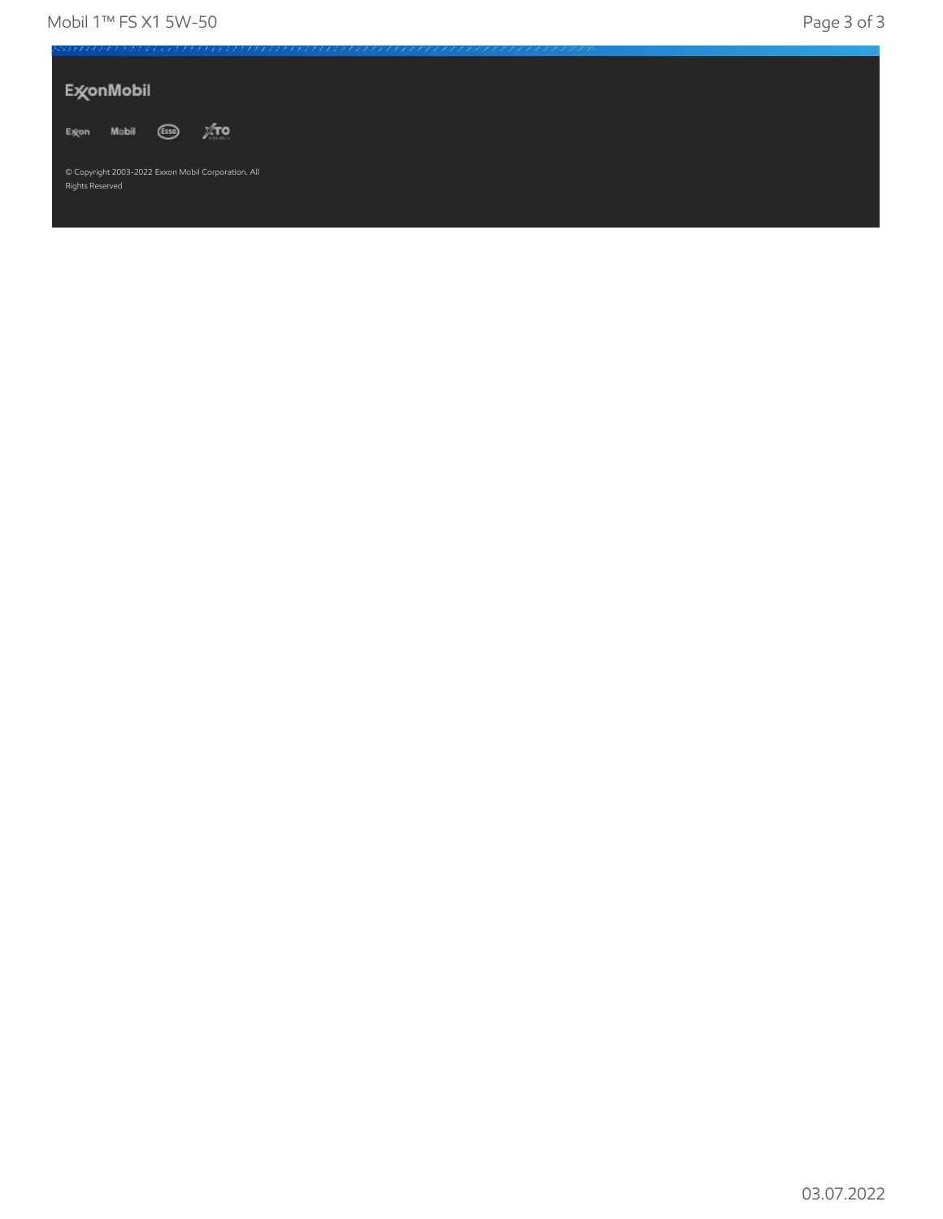ExxonMobil

Exxon Mobil Esso XTO

© Copyright 2003-2022 Exxon Mobil Corporation. All Rights Reserved